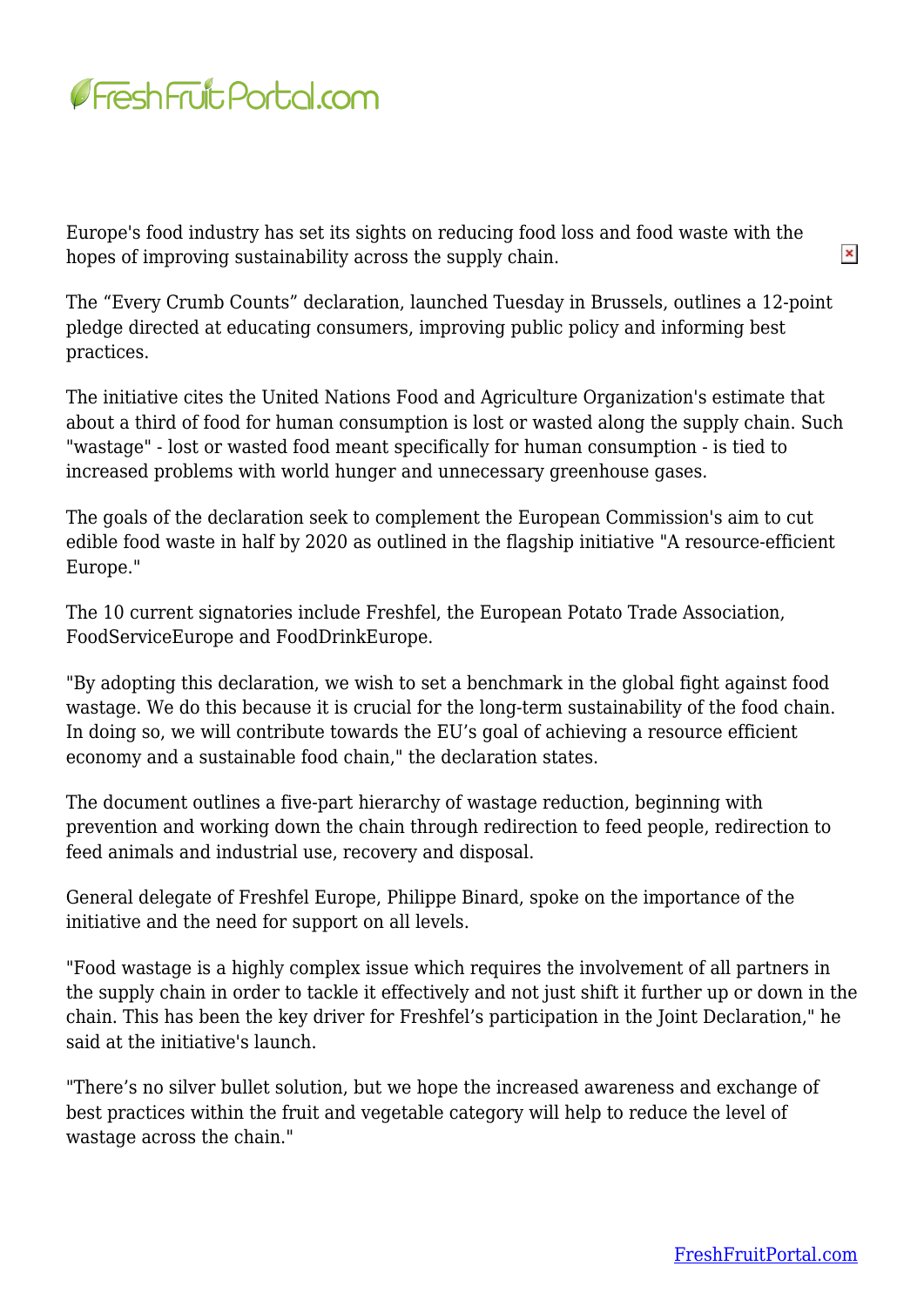Europe's food industry has set its sights on reducing food loss and food waste with the hopes of improving sustainability across the supply chain.

The “Every Crumb Counts” declaration, launched Tuesday in Brussels, outlines a 12-point pledge directed at educating consumers, improving public policy and informing best practices.

The initiative cites the United Nations Food and Agriculture Organization's estimate that about a third of food for human consumption is lost or wasted along the supply chain. Such "wastage" - lost or wasted food meant specifically for human consumption - is tied to increased problems with world hunger and unnecessary greenhouse gases.

The goals of the declaration seek to complement the European Commission's aim to cut edible food waste in half by 2020 as outlined in the flagship initiative "A resource-efficient Europe."

The 10 current signatories include Freshfel, the European Potato Trade Association, FoodServiceEurope and FoodDrinkEurope.

"By adopting this declaration, we wish to set a benchmark in the global fight against food wastage. We do this because it is crucial for the long-term sustainability of the food chain. In doing so, we will contribute towards the EU’s goal of achieving a resource efficient economy and a sustainable food chain," the declaration states.

The document outlines a five-part hierarchy of wastage reduction, beginning with prevention and working down the chain through redirection to feed people, redirection to feed animals and industrial use, recovery and disposal.

General delegate of Freshfel Europe, Philippe Binard, spoke on the importance of the initiative and the need for support on all levels.

"Food wastage is a highly complex issue which requires the involvement of all partners in the supply chain in order to tackle it effectively and not just shift it further up or down in the chain. This has been the key driver for Freshfel’s participation in the Joint Declaration," he said at the initiative's launch.

"There’s no silver bullet solution, but we hope the increased awareness and exchange of best practices within the fruit and vegetable category will help to reduce the level of wastage across the chain."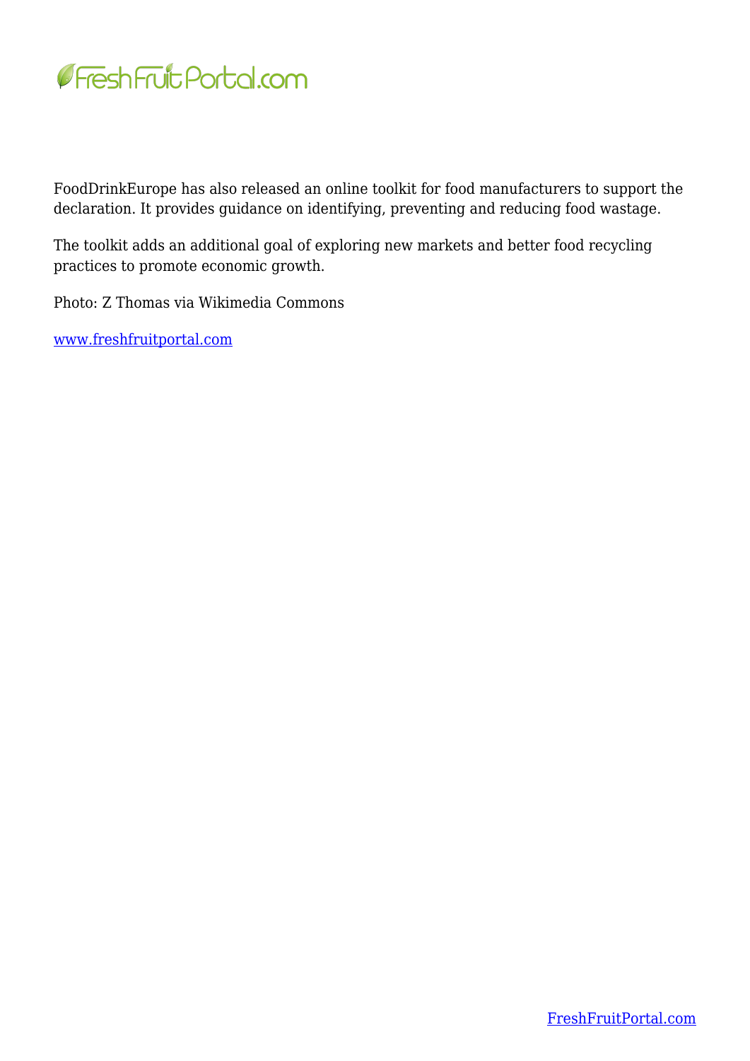FoodDrinkEurope has also released an online toolkit for food manufacturers to support the declaration. It provides guidance on identifying, preventing and reducing food wastage.

The toolkit adds an additional goal of exploring new markets and better food recycling practices to promote economic growth.

Photo: Z Thomas via Wikimedia Commons

www.freshfruitportal.com